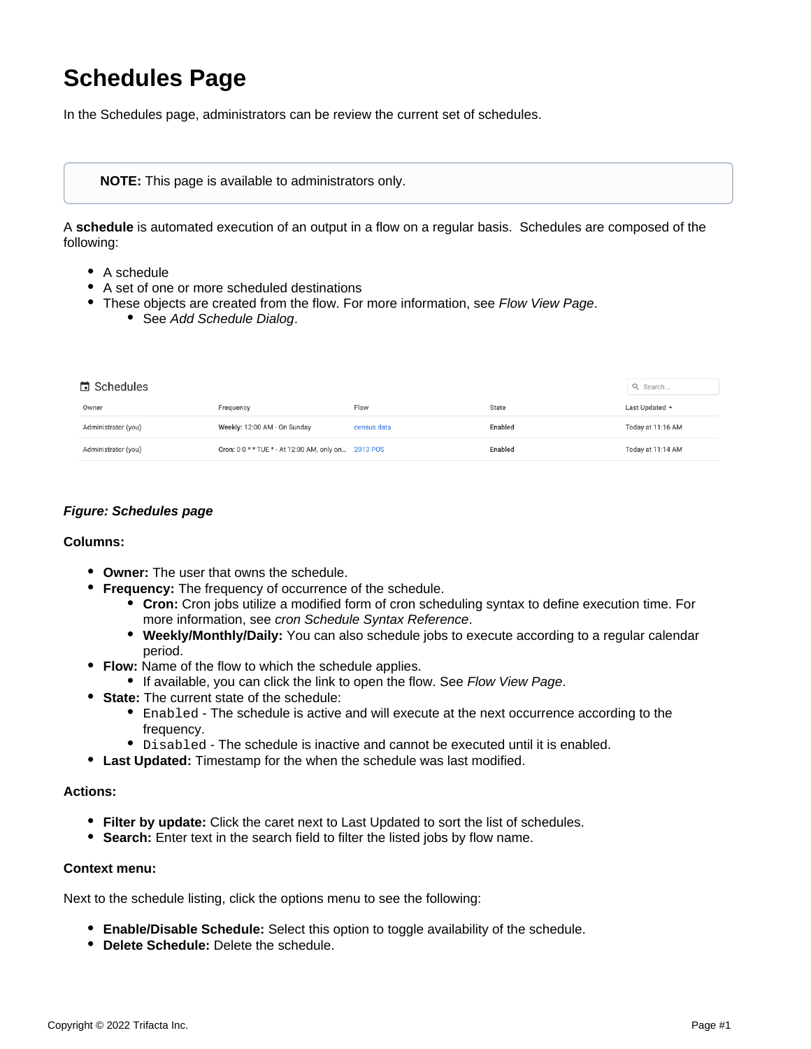# Schedules Page

In the Schedules page, administrators can be review the current set of schedules.

> **NOTE:** This page is available to administrators only.

A **schedule** is automated execution of an output in a flow on a regular basis. Schedules are composed of the following:

- A schedule
- A set of one or more scheduled destinations
- These objects are created from the flow. For more information, see *Flow View Page*.
  - See *Add Schedule Dialog*.

Schedules

| Owner | Frequency | Flow | State | Last Updated |
|---|---|---|---|---|
| Administrator (you) | Weekly: 12:00 AM - On Sunday | census data | Enabled | Today at 11:16 AM |
| Administrator (you) | Cron: 0 0 * * TUE * - At 12:00 AM, only on... | 2013 POS | Enabled | Today at 11:14 AM |

***Figure: Schedules page***

**Columns:**

- **Owner:** The user that owns the schedule.
- **Frequency:** The frequency of occurrence of the schedule.
  - **Cron:** Cron jobs utilize a modified form of cron scheduling syntax to define execution time. For more information, see *cron Schedule Syntax Reference*.
  - **Weekly/Monthly/Daily:** You can also schedule jobs to execute according to a regular calendar period.
- **Flow:** Name of the flow to which the schedule applies.
  - If available, you can click the link to open the flow. See *Flow View Page*.
- **State:** The current state of the schedule:
  - `Enabled` - The schedule is active and will execute at the next occurrence according to the frequency.
  - `Disabled` - The schedule is inactive and cannot be executed until it is enabled.
- **Last Updated:** Timestamp for the when the schedule was last modified.

**Actions:**

- **Filter by update:** Click the caret next to Last Updated to sort the list of schedules.
- **Search:** Enter text in the search field to filter the listed jobs by flow name.

**Context menu:**

Next to the schedule listing, click the options menu to see the following:

- **Enable/Disable Schedule:** Select this option to toggle availability of the schedule.
- **Delete Schedule:** Delete the schedule.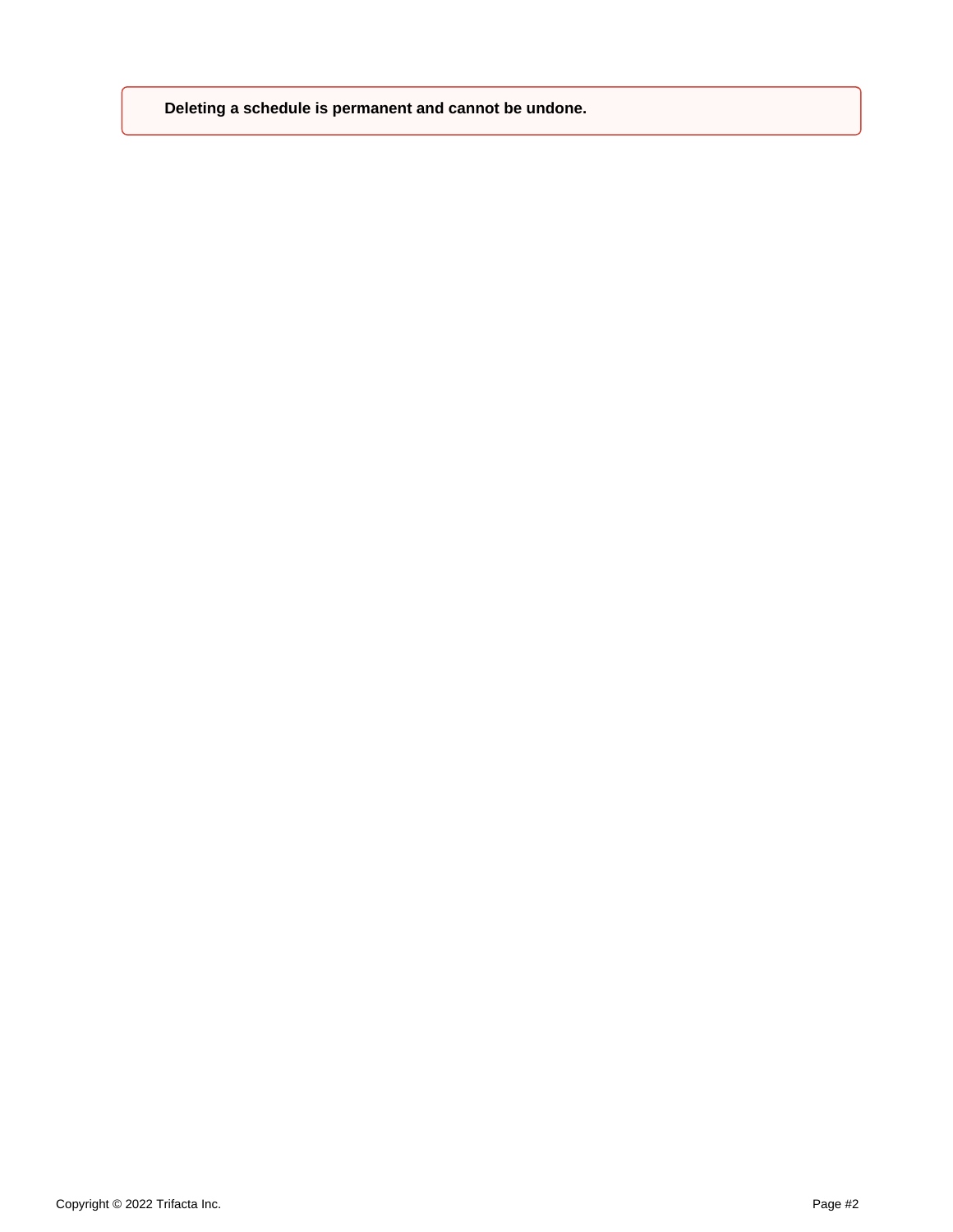**Deleting a schedule is permanent and cannot be undone.**